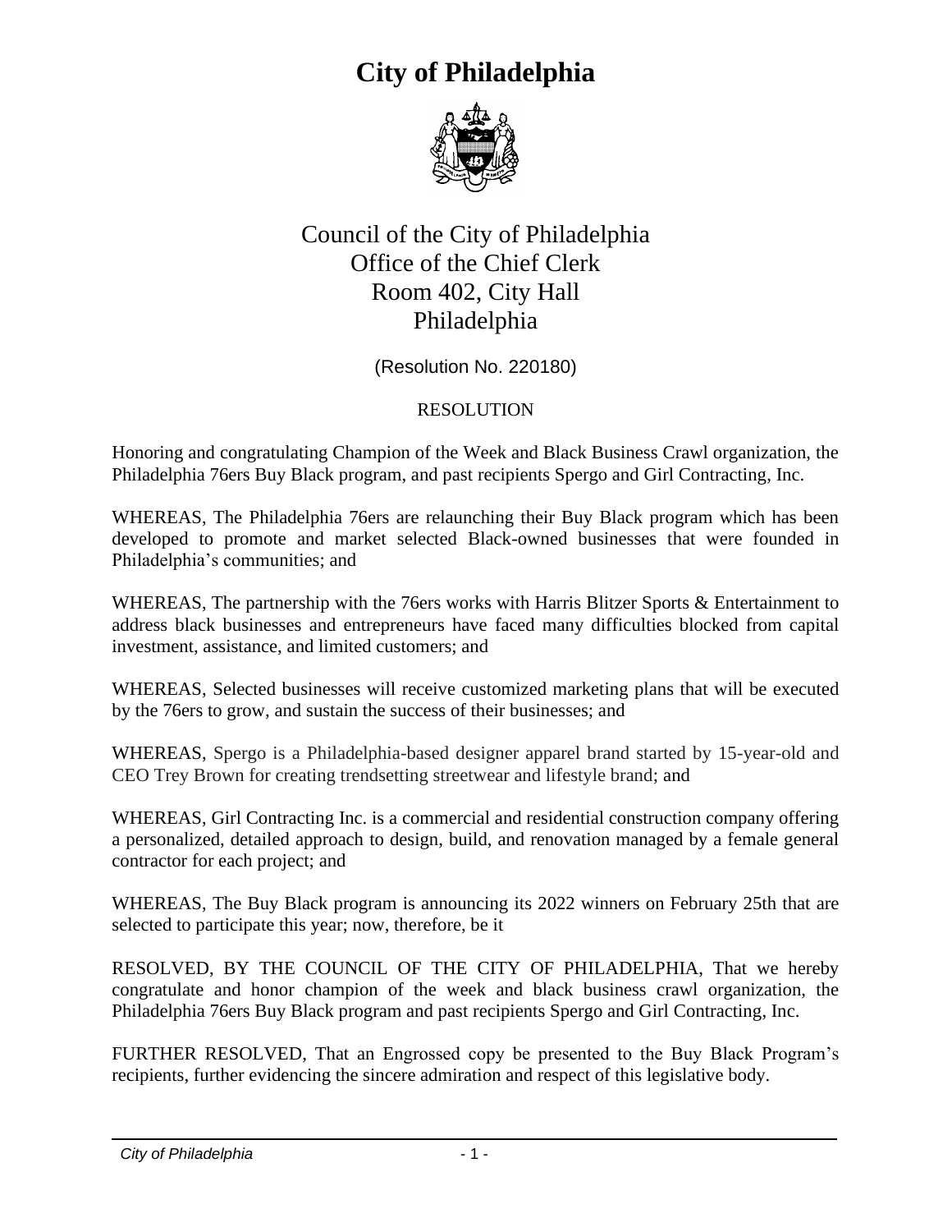# City of Philadelphia

Council of the City of Philadelphia
Office of the Chief Clerk
Room 402, City Hall
Philadelphia

(Resolution No. 220180)

RESOLUTION

Honoring and congratulating Champion of the Week and Black Business Crawl organization, the Philadelphia 76ers Buy Black program, and past recipients Spergo and Girl Contracting, Inc.

WHEREAS, The Philadelphia 76ers are relaunching their Buy Black program which has been developed to promote and market selected Black-owned businesses that were founded in Philadelphia's communities; and

WHEREAS, The partnership with the 76ers works with Harris Blitzer Sports & Entertainment to address black businesses and entrepreneurs have faced many difficulties blocked from capital investment, assistance, and limited customers; and

WHEREAS, Selected businesses will receive customized marketing plans that will be executed by the 76ers to grow, and sustain the success of their businesses; and

WHEREAS, Spergo is a Philadelphia-based designer apparel brand started by 15-year-old and CEO Trey Brown for creating trendsetting streetwear and lifestyle brand; and

WHEREAS, Girl Contracting Inc. is a commercial and residential construction company offering a personalized, detailed approach to design, build, and renovation managed by a female general contractor for each project; and

WHEREAS, The Buy Black program is announcing its 2022 winners on February 25th that are selected to participate this year; now, therefore, be it

RESOLVED, BY THE COUNCIL OF THE CITY OF PHILADELPHIA, That we hereby congratulate and honor champion of the week and black business crawl organization, the Philadelphia 76ers Buy Black program and past recipients Spergo and Girl Contracting, Inc.

FURTHER RESOLVED, That an Engrossed copy be presented to the Buy Black Program's recipients, further evidencing the sincere admiration and respect of this legislative body.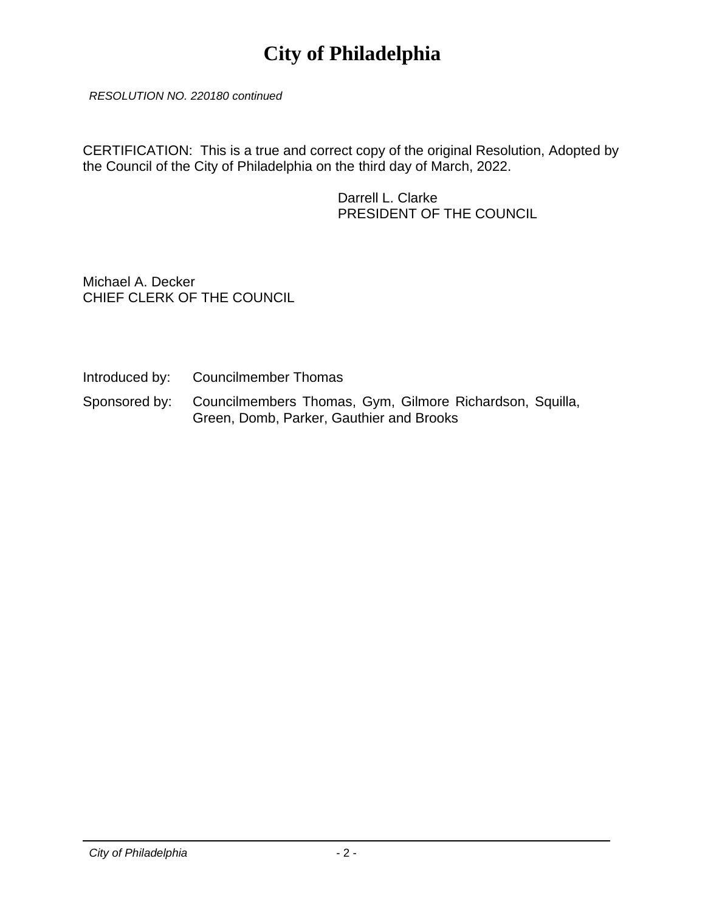# City of Philadelphia

*RESOLUTION NO. 220180 continued*

CERTIFICATION: This is a true and correct copy of the original Resolution, Adopted by the Council of the City of Philadelphia on the third day of March, 2022.

Darrell L. Clarke
PRESIDENT OF THE COUNCIL

Michael A. Decker
CHIEF CLERK OF THE COUNCIL

Introduced by: Councilmember Thomas

Sponsored by: Councilmembers Thomas, Gym, Gilmore Richardson, Squilla, Green, Domb, Parker, Gauthier and Brooks